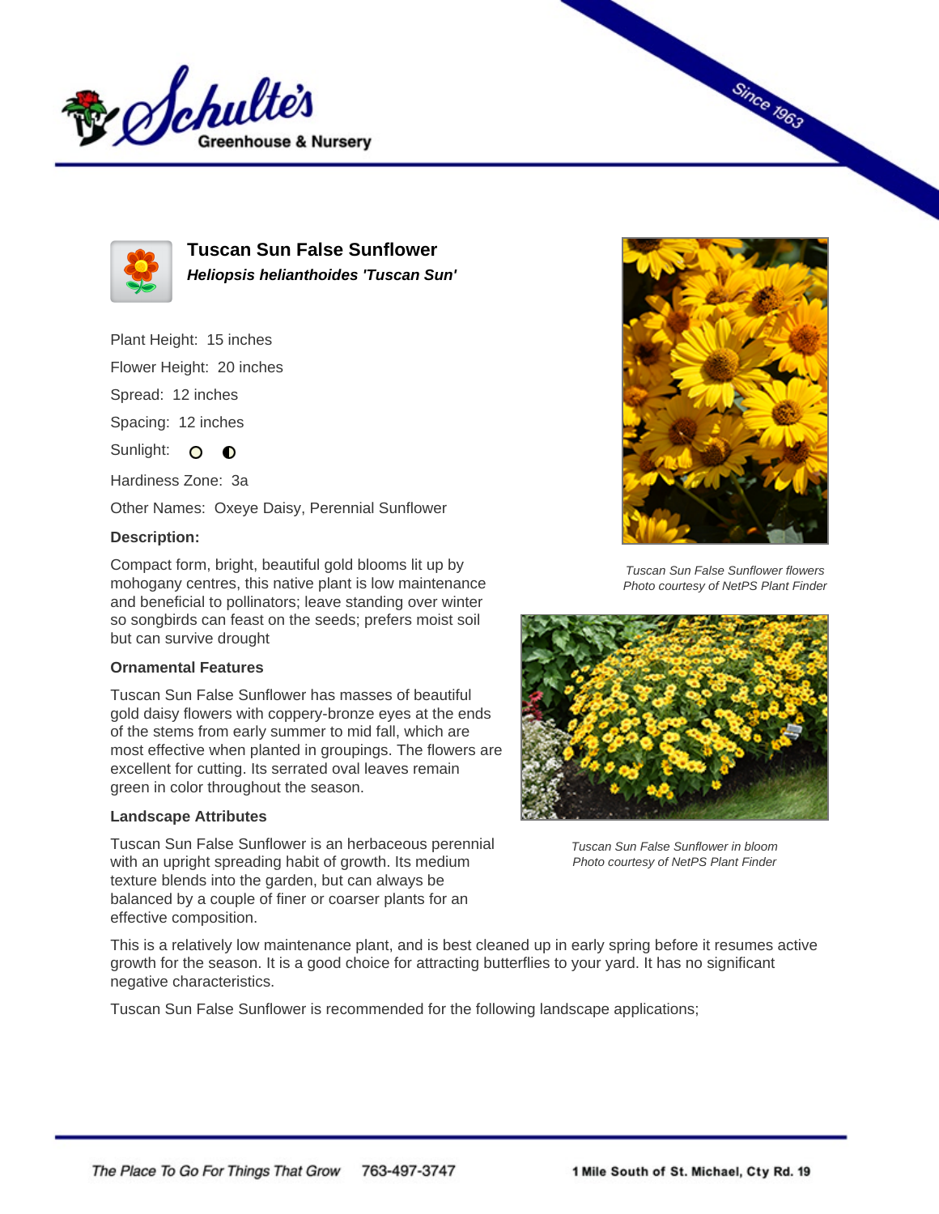# Tuscan Sun False Sunflower

***Heliopsis helianthoides 'Tuscan Sun'***

Plant Height: 15 inches

Flower Height: 20 inches

Spread: 12 inches

Spacing: 12 inches

Sunlight:

Hardiness Zone: 3a

Other Names: Oxeye Daisy, Perennial Sunflower

**Description:**

Compact form, bright, beautiful gold blooms lit up by mohogany centres, this native plant is low maintenance and beneficial to pollinators; leave standing over winter so songbirds can feast on the seeds; prefers moist soil but can survive drought

*Tuscan Sun False Sunflower flowers*
*Photo courtesy of NetPS Plant Finder*

*Tuscan Sun False Sunflower in bloom*
*Photo courtesy of NetPS Plant Finder*

### Ornamental Features

Tuscan Sun False Sunflower has masses of beautiful gold daisy flowers with coppery-bronze eyes at the ends of the stems from early summer to mid fall, which are most effective when planted in groupings. The flowers are excellent for cutting. Its serrated oval leaves remain green in color throughout the season.

### Landscape Attributes

Tuscan Sun False Sunflower is an herbaceous perennial with an upright spreading habit of growth. Its medium texture blends into the garden, but can always be balanced by a couple of finer or coarser plants for an effective composition.

This is a relatively low maintenance plant, and is best cleaned up in early spring before it resumes active growth for the season. It is a good choice for attracting butterflies to your yard. It has no significant negative characteristics.

Tuscan Sun False Sunflower is recommended for the following landscape applications;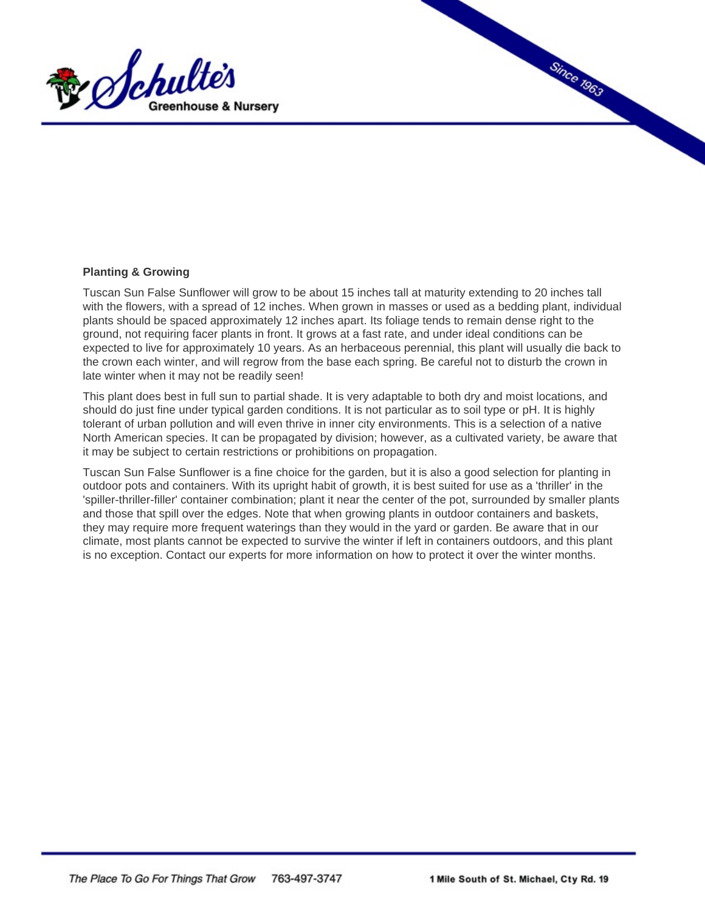## Planting & Growing

Tuscan Sun False Sunflower will grow to be about 15 inches tall at maturity extending to 20 inches tall with the flowers, with a spread of 12 inches. When grown in masses or used as a bedding plant, individual plants should be spaced approximately 12 inches apart. Its foliage tends to remain dense right to the ground, not requiring facer plants in front. It grows at a fast rate, and under ideal conditions can be expected to live for approximately 10 years. As an herbaceous perennial, this plant will usually die back to the crown each winter, and will regrow from the base each spring. Be careful not to disturb the crown in late winter when it may not be readily seen!

This plant does best in full sun to partial shade. It is very adaptable to both dry and moist locations, and should do just fine under typical garden conditions. It is not particular as to soil type or pH. It is highly tolerant of urban pollution and will even thrive in inner city environments. This is a selection of a native North American species. It can be propagated by division; however, as a cultivated variety, be aware that it may be subject to certain restrictions or prohibitions on propagation.

Tuscan Sun False Sunflower is a fine choice for the garden, but it is also a good selection for planting in outdoor pots and containers. With its upright habit of growth, it is best suited for use as a 'thriller' in the 'spiller-thriller-filler' container combination; plant it near the center of the pot, surrounded by smaller plants and those that spill over the edges. Note that when growing plants in outdoor containers and baskets, they may require more frequent waterings than they would in the yard or garden. Be aware that in our climate, most plants cannot be expected to survive the winter if left in containers outdoors, and this plant is no exception. Contact our experts for more information on how to protect it over the winter months.